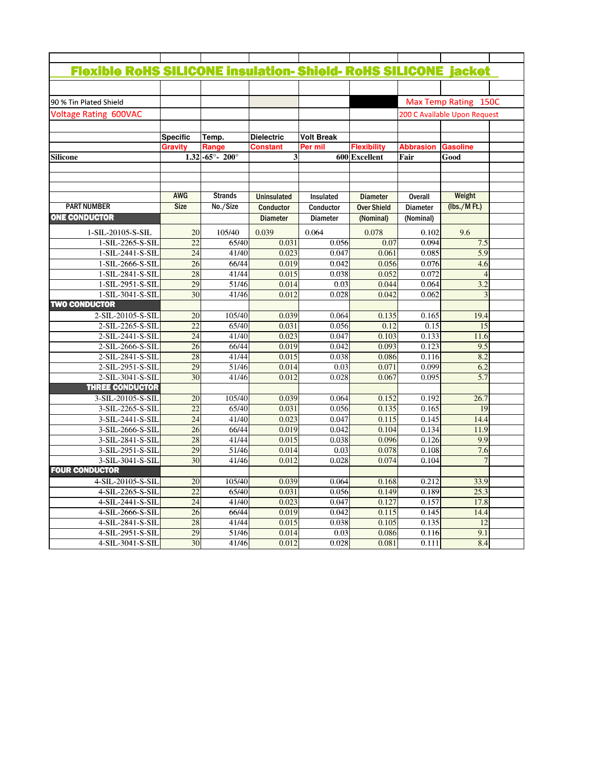# Flexible RoHS SILICONE insulation- Shield- RoHS SILICONE jacket

90 % Tin Plated Shield

Voltage Rating 600VAC

Max Temp Rating 150C

200 C Available Upon Request

| | Specific Gravity | Temp. Range | Dielectric Constant | Volt Break Per mil | Flexibility | Abbrasion | Gasoline |
|---|---|---|---|---|---|---|---|
| **Silicone** | 1.32 | -65°- 200° | 3 | 600 | Excellent | Fair | Good |

| PART NUMBER | AWG Size | Strands No./Size | Uninsulated Conductor Diameter | Insulated Conductor Diameter | Diameter Over Shield (Nominal) | Overall Diameter (Nominal) | Weight (lbs./M Ft.) |
|---|---|---|---|---|---|---|---|
| **ONE CONDUCTOR** | | | | | | | |
| 1-SIL-20105-S-SIL | 20 | 105/40 | 0.039 | 0.064 | 0.078 | 0.102 | 9.6 |
| 1-SIL-2265-S-SIL | 22 | 65/40 | 0.031 | 0.056 | 0.07 | 0.094 | 7.5 |
| 1-SIL-2441-S-SIL | 24 | 41/40 | 0.023 | 0.047 | 0.061 | 0.085 | 5.9 |
| 1-SIL-2666-S-SIL | 26 | 66/44 | 0.019 | 0.042 | 0.056 | 0.076 | 4.6 |
| 1-SIL-2841-S-SIL | 28 | 41/44 | 0.015 | 0.038 | 0.052 | 0.072 | 4 |
| 1-SIL-2951-S-SIL | 29 | 51/46 | 0.014 | 0.03 | 0.044 | 0.064 | 3.2 |
| 1-SIL-3041-S-SIL | 30 | 41/46 | 0.012 | 0.028 | 0.042 | 0.062 | 3 |
| **TWO CONDUCTOR** | | | | | | | |
| 2-SIL-20105-S-SIL | 20 | 105/40 | 0.039 | 0.064 | 0.135 | 0.165 | 19.4 |
| 2-SIL-2265-S-SIL | 22 | 65/40 | 0.031 | 0.056 | 0.12 | 0.15 | 15 |
| 2-SIL-2441-S-SIL | 24 | 41/40 | 0.023 | 0.047 | 0.103 | 0.133 | 11.6 |
| 2-SIL-2666-S-SIL | 26 | 66/44 | 0.019 | 0.042 | 0.093 | 0.123 | 9.5 |
| 2-SIL-2841-S-SIL | 28 | 41/44 | 0.015 | 0.038 | 0.086 | 0.116 | 8.2 |
| 2-SIL-2951-S-SIL | 29 | 51/46 | 0.014 | 0.03 | 0.071 | 0.099 | 6.2 |
| 2-SIL-3041-S-SIL | 30 | 41/46 | 0.012 | 0.028 | 0.067 | 0.095 | 5.7 |
| **THREE CONDUCTOR** | | | | | | | |
| 3-SIL-20105-S-SIL | 20 | 105/40 | 0.039 | 0.064 | 0.152 | 0.192 | 26.7 |
| 3-SIL-2265-S-SIL | 22 | 65/40 | 0.031 | 0.056 | 0.135 | 0.165 | 19 |
| 3-SIL-2441-S-SIL | 24 | 41/40 | 0.023 | 0.047 | 0.115 | 0.145 | 14.4 |
| 3-SIL-2666-S-SIL | 26 | 66/44 | 0.019 | 0.042 | 0.104 | 0.134 | 11.9 |
| 3-SIL-2841-S-SIL | 28 | 41/44 | 0.015 | 0.038 | 0.096 | 0.126 | 9.9 |
| 3-SIL-2951-S-SIL | 29 | 51/46 | 0.014 | 0.03 | 0.078 | 0.108 | 7.6 |
| 3-SIL-3041-S-SIL | 30 | 41/46 | 0.012 | 0.028 | 0.074 | 0.104 | 7 |
| **FOUR CONDUCTOR** | | | | | | | |
| 4-SIL-20105-S-SIL | 20 | 105/40 | 0.039 | 0.064 | 0.168 | 0.212 | 33.9 |
| 4-SIL-2265-S-SIL | 22 | 65/40 | 0.031 | 0.056 | 0.149 | 0.189 | 25.3 |
| 4-SIL-2441-S-SIL | 24 | 41/40 | 0.023 | 0.047 | 0.127 | 0.157 | 17.8 |
| 4-SIL-2666-S-SIL | 26 | 66/44 | 0.019 | 0.042 | 0.115 | 0.145 | 14.4 |
| 4-SIL-2841-S-SIL | 28 | 41/44 | 0.015 | 0.038 | 0.105 | 0.135 | 12 |
| 4-SIL-2951-S-SIL | 29 | 51/46 | 0.014 | 0.03 | 0.086 | 0.116 | 9.1 |
| 4-SIL-3041-S-SIL | 30 | 41/46 | 0.012 | 0.028 | 0.081 | 0.111 | 8.4 |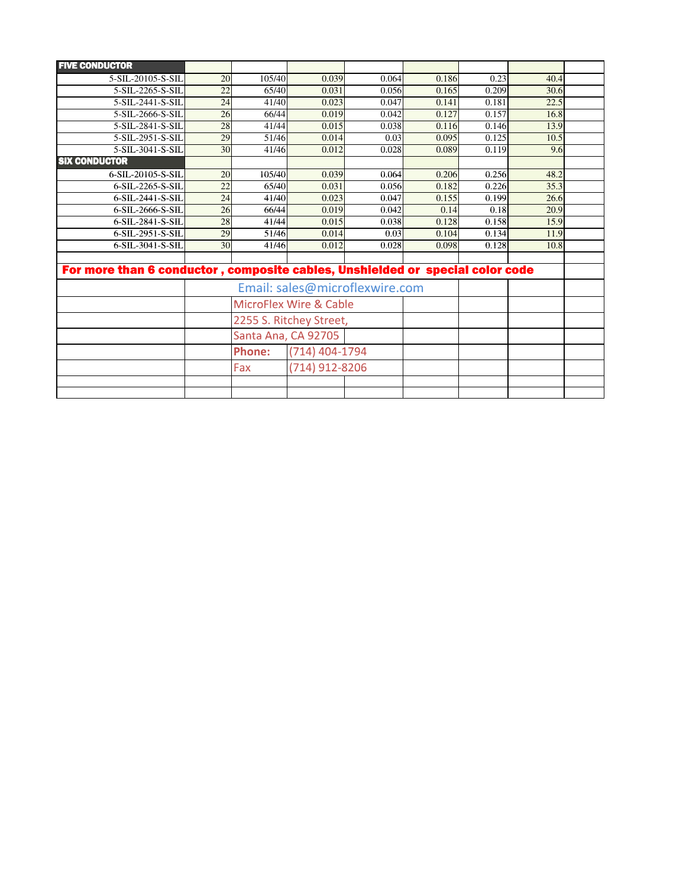| FIVE CONDUCTOR | | | | | | | | |
|---|---|---|---|---|---|---|---|---|
| 5-SIL-20105-S-SIL | 20 | 105/40 | 0.039 | 0.064 | 0.186 | 0.23 | 40.4 | |
| 5-SIL-2265-S-SIL | 22 | 65/40 | 0.031 | 0.056 | 0.165 | 0.209 | 30.6 | |
| 5-SIL-2441-S-SIL | 24 | 41/40 | 0.023 | 0.047 | 0.141 | 0.181 | 22.5 | |
| 5-SIL-2666-S-SIL | 26 | 66/44 | 0.019 | 0.042 | 0.127 | 0.157 | 16.8 | |
| 5-SIL-2841-S-SIL | 28 | 41/44 | 0.015 | 0.038 | 0.116 | 0.146 | 13.9 | |
| 5-SIL-2951-S-SIL | 29 | 51/46 | 0.014 | 0.03 | 0.095 | 0.125 | 10.5 | |
| 5-SIL-3041-S-SIL | 30 | 41/46 | 0.012 | 0.028 | 0.089 | 0.119 | 9.6 | |
| **SIX CONDUCTOR** | | | | | | | | |
| 6-SIL-20105-S-SIL | 20 | 105/40 | 0.039 | 0.064 | 0.206 | 0.256 | 48.2 | |
| 6-SIL-2265-S-SIL | 22 | 65/40 | 0.031 | 0.056 | 0.182 | 0.226 | 35.3 | |
| 6-SIL-2441-S-SIL | 24 | 41/40 | 0.023 | 0.047 | 0.155 | 0.199 | 26.6 | |
| 6-SIL-2666-S-SIL | 26 | 66/44 | 0.019 | 0.042 | 0.14 | 0.18 | 20.9 | |
| 6-SIL-2841-S-SIL | 28 | 41/44 | 0.015 | 0.038 | 0.128 | 0.158 | 15.9 | |
| 6-SIL-2951-S-SIL | 29 | 51/46 | 0.014 | 0.03 | 0.104 | 0.134 | 11.9 | |
| 6-SIL-3041-S-SIL | 30 | 41/46 | 0.012 | 0.028 | 0.098 | 0.128 | 10.8 | |

**For more than 6 conductor , composite cables, Unshielded or special color code**

Email: sales@microflexwire.com

MicroFlex Wire & Cable
2255 S. Ritchey Street,
Santa Ana, CA 92705

**Phone:** (714) 404-1794
Fax (714) 912-8206